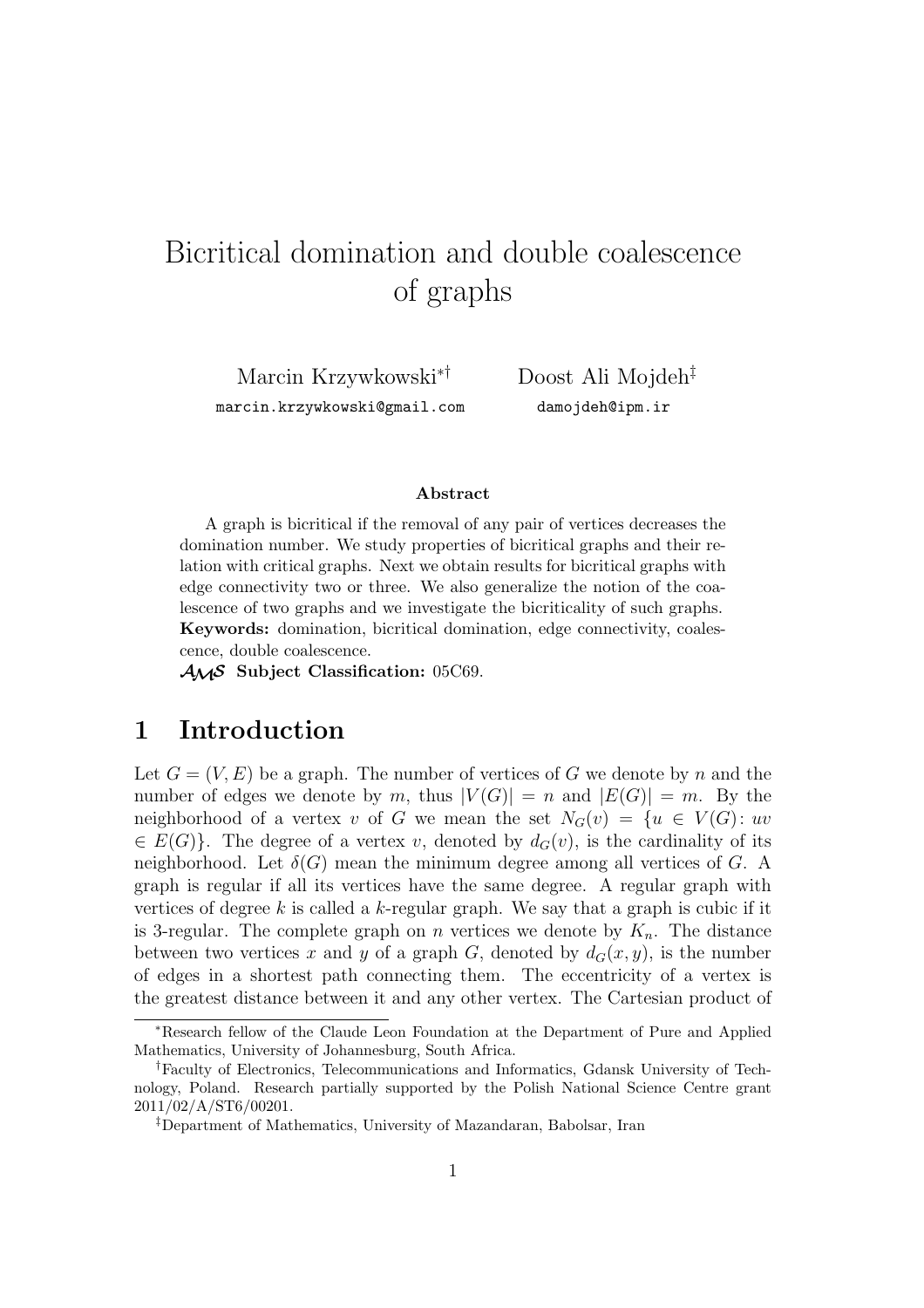# Bicritical domination and double coalescence of graphs

Marcin Krzywkowski[*,†] Doost Ali Mojdeh[‡]

marcin.krzywkowski@gmail.com damojdeh@ipm.ir

### Abstract

A graph is bicritical if the removal of any pair of vertices decreases the domination number. We study properties of bicritical graphs and their relation with critical graphs. Next we obtain results for bicritical graphs with edge connectivity two or three. We also generalize the notion of the coalescence of two graphs and we investigate the bicriticality of such graphs.

**Keywords:** domination, bicritical domination, edge connectivity, coalescence, double coalescence.

**AMS Subject Classification:** 05C69.

## 1 Introduction

Let $G = (V, E)$ be a graph. The number of vertices of $G$ we denote by $n$ and the number of edges we denote by $m$, thus $|V(G)| = n$ and $|E(G)| = m$. By the neighborhood of a vertex $v$ of $G$ we mean the set $N_G(v) = \{u \in V(G)\colon uv \in E(G)\}$. The degree of a vertex $v$, denoted by $d_G(v)$, is the cardinality of its neighborhood. Let $\delta(G)$ mean the minimum degree among all vertices of $G$. A graph is regular if all its vertices have the same degree. A regular graph with vertices of degree $k$ is called a $k$-regular graph. We say that a graph is cubic if it is 3-regular. The complete graph on $n$ vertices we denote by $K_n$. The distance between two vertices $x$ and $y$ of a graph $G$, denoted by $d_G(x, y)$, is the number of edges in a shortest path connecting them. The eccentricity of a vertex is the greatest distance between it and any other vertex. The Cartesian product of

---

[*] Research fellow of the Claude Leon Foundation at the Department of Pure and Applied Mathematics, University of Johannesburg, South Africa.

[†] Faculty of Electronics, Telecommunications and Informatics, Gdansk University of Technology, Poland. Research partially supported by the Polish National Science Centre grant 2011/02/A/ST6/00201.

[‡] Department of Mathematics, University of Mazandaran, Babolsar, Iran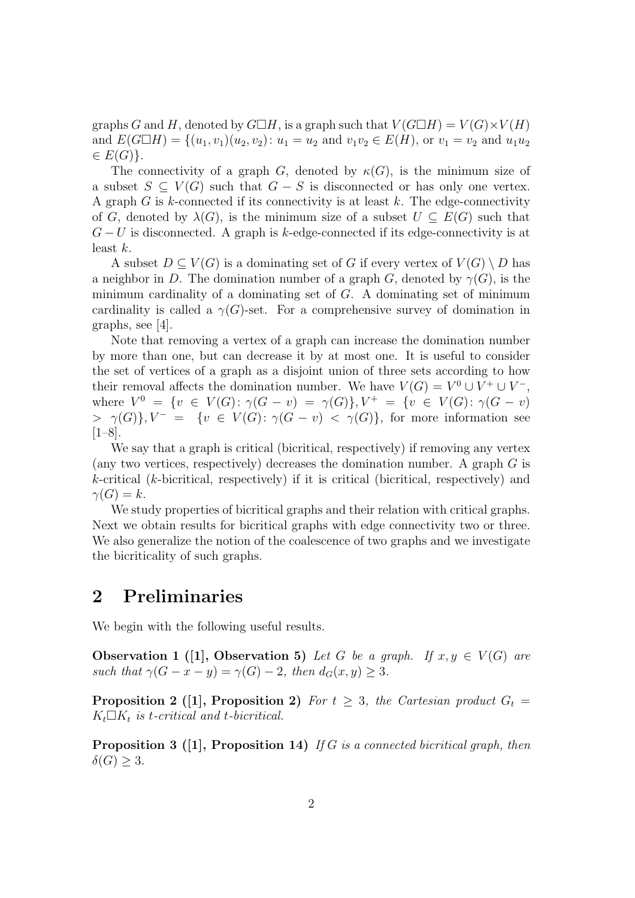graphs $G$ and $H$, denoted by $G\Box H$, is a graph such that $V(G\Box H) = V(G)\times V(H)$ and $E(G\Box H) = \{(u_1, v_1)(u_2, v_2)\colon u_1 = u_2 \text{ and } v_1v_2 \in E(H), \text{ or } v_1 = v_2 \text{ and } u_1u_2 \in E(G)\}$.

The connectivity of a graph $G$, denoted by $\kappa(G)$, is the minimum size of a subset $S \subseteq V(G)$ such that $G - S$ is disconnected or has only one vertex. A graph $G$ is $k$-connected if its connectivity is at least $k$. The edge-connectivity of $G$, denoted by $\lambda(G)$, is the minimum size of a subset $U \subseteq E(G)$ such that $G - U$ is disconnected. A graph is $k$-edge-connected if its edge-connectivity is at least $k$.

A subset $D \subseteq V(G)$ is a dominating set of $G$ if every vertex of $V(G)\setminus D$ has a neighbor in $D$. The domination number of a graph $G$, denoted by $\gamma(G)$, is the minimum cardinality of a dominating set of $G$. A dominating set of minimum cardinality is called a $\gamma(G)$-set. For a comprehensive survey of domination in graphs, see [4].

Note that removing a vertex of a graph can increase the domination number by more than one, but can decrease it by at most one. It is useful to consider the set of vertices of a graph as a disjoint union of three sets according to how their removal affects the domination number. We have $V(G) = V^0 \cup V^+ \cup V^-$, where $V^0 = \{v \in V(G)\colon \gamma(G - v) = \gamma(G)\}$, $V^+ = \{v \in V(G)\colon \gamma(G - v) > \gamma(G)\}$, $V^- = \{v \in V(G)\colon \gamma(G - v) < \gamma(G)\}$, for more information see [1–8].

We say that a graph is critical (bicritical, respectively) if removing any vertex (any two vertices, respectively) decreases the domination number. A graph $G$ is $k$-critical ($k$-bicritical, respectively) if it is critical (bicritical, respectively) and $\gamma(G) = k$.

We study properties of bicritical graphs and their relation with critical graphs. Next we obtain results for bicritical graphs with edge connectivity two or three. We also generalize the notion of the coalescence of two graphs and we investigate the bicriticality of such graphs.

## 2 Preliminaries

We begin with the following useful results.

**Observation 1 ([1], Observation 5)** *Let $G$ be a graph. If $x, y \in V(G)$ are such that $\gamma(G - x - y) = \gamma(G) - 2$, then $d_G(x, y) \geq 3$.*

**Proposition 2 ([1], Proposition 2)** *For $t \geq 3$, the Cartesian product $G_t = K_t\Box K_t$ is $t$-critical and $t$-bicritical.*

**Proposition 3 ([1], Proposition 14)** *If $G$ is a connected bicritical graph, then $\delta(G) \geq 3$.*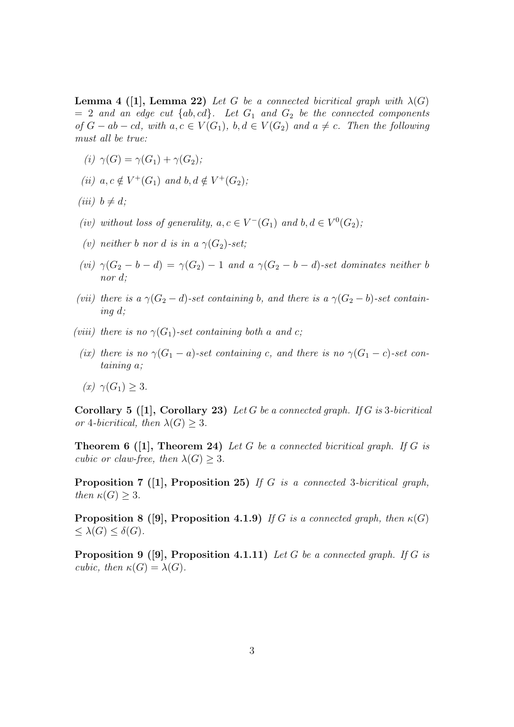**Lemma 4 ([1], Lemma 22)** *Let $G$ be a connected bicritical graph with $\lambda(G) = 2$ and an edge cut $\{ab, cd\}$. Let $G_1$ and $G_2$ be the connected components of $G - ab - cd$, with $a, c \in V(G_1)$, $b, d \in V(G_2)$ and $a \neq c$. Then the following must all be true:*

- *(i)* $\gamma(G) = \gamma(G_1) + \gamma(G_2)$;
- *(ii)* $a, c \notin V^+(G_1)$ *and* $b, d \notin V^+(G_2)$;
- *(iii)* $b \neq d$;
- *(iv) without loss of generality,* $a, c \in V^-(G_1)$ *and* $b, d \in V^0(G_2)$;
- *(v) neither $b$ nor $d$ is in a $\gamma(G_2)$-set;*
- *(vi)* $\gamma(G_2 - b - d) = \gamma(G_2) - 1$ *and a $\gamma(G_2 - b - d)$-set dominates neither $b$ nor $d$;*
- *(vii) there is a $\gamma(G_2 - d)$-set containing $b$, and there is a $\gamma(G_2 - b)$-set containing $d$;*
- *(viii) there is no $\gamma(G_1)$-set containing both $a$ and $c$;*
- *(ix) there is no $\gamma(G_1 - a)$-set containing $c$, and there is no $\gamma(G_1 - c)$-set containing $a$;*
- *(x)* $\gamma(G_1) \geq 3$.

**Corollary 5 ([1], Corollary 23)** *Let $G$ be a connected graph. If $G$ is 3-bicritical or 4-bicritical, then $\lambda(G) \geq 3$.*

**Theorem 6 ([1], Theorem 24)** *Let $G$ be a connected bicritical graph. If $G$ is cubic or claw-free, then $\lambda(G) \geq 3$.*

**Proposition 7 ([1], Proposition 25)** *If $G$ is a connected 3-bicritical graph, then $\kappa(G) \geq 3$.*

**Proposition 8 ([9], Proposition 4.1.9)** *If $G$ is a connected graph, then $\kappa(G) \leq \lambda(G) \leq \delta(G)$.*

**Proposition 9 ([9], Proposition 4.1.11)** *Let $G$ be a connected graph. If $G$ is cubic, then $\kappa(G) = \lambda(G)$.*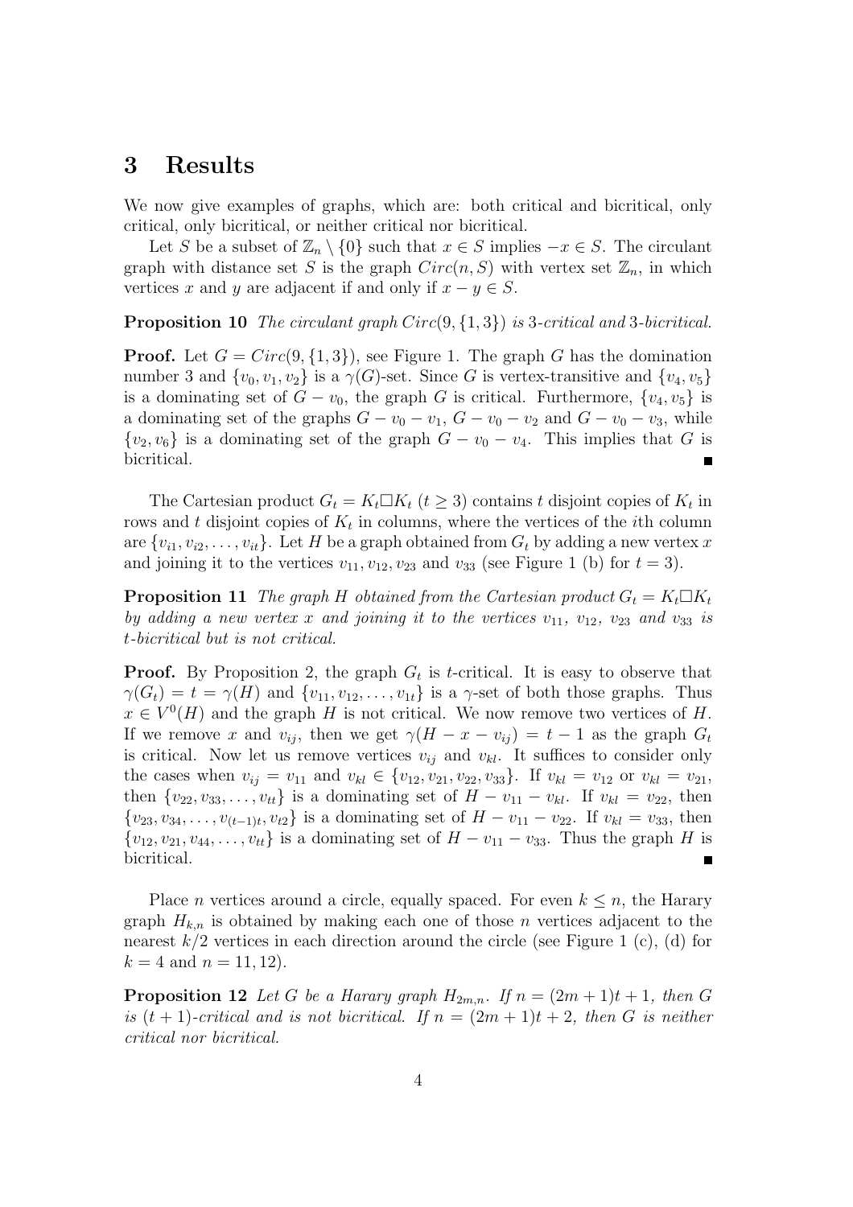## 3 Results

We now give examples of graphs, which are: both critical and bicritical, only critical, only bicritical, or neither critical nor bicritical.

Let $S$ be a subset of $\mathbb{Z}_n \setminus \{0\}$ such that $x \in S$ implies $-x \in S$. The circulant graph with distance set $S$ is the graph $Circ(n, S)$ with vertex set $\mathbb{Z}_n$, in which vertices $x$ and $y$ are adjacent if and only if $x - y \in S$.

**Proposition 10** *The circulant graph $Circ(9, \{1, 3\})$ is 3-critical and 3-bicritical.*

**Proof.** Let $G = Circ(9, \{1, 3\})$, see Figure 1. The graph $G$ has the domination number 3 and $\{v_0, v_1, v_2\}$ is a $\gamma(G)$-set. Since $G$ is vertex-transitive and $\{v_4, v_5\}$ is a dominating set of $G - v_0$, the graph $G$ is critical. Furthermore, $\{v_4, v_5\}$ is a dominating set of the graphs $G - v_0 - v_1$, $G - v_0 - v_2$ and $G - v_0 - v_3$, while $\{v_2, v_6\}$ is a dominating set of the graph $G - v_0 - v_4$. This implies that $G$ is bicritical. ∎

The Cartesian product $G_t = K_t \square K_t$ $(t \geq 3)$ contains $t$ disjoint copies of $K_t$ in rows and $t$ disjoint copies of $K_t$ in columns, where the vertices of the $i$th column are $\{v_{i1}, v_{i2}, \ldots, v_{it}\}$. Let $H$ be a graph obtained from $G_t$ by adding a new vertex $x$ and joining it to the vertices $v_{11}, v_{12}, v_{23}$ and $v_{33}$ (see Figure 1 (b) for $t = 3$).

**Proposition 11** *The graph $H$ obtained from the Cartesian product $G_t = K_t \square K_t$ by adding a new vertex $x$ and joining it to the vertices $v_{11}$, $v_{12}$, $v_{23}$ and $v_{33}$ is $t$-bicritical but is not critical.*

**Proof.** By Proposition 2, the graph $G_t$ is $t$-critical. It is easy to observe that $\gamma(G_t) = t = \gamma(H)$ and $\{v_{11}, v_{12}, \ldots, v_{1t}\}$ is a $\gamma$-set of both those graphs. Thus $x \in V^0(H)$ and the graph $H$ is not critical. We now remove two vertices of $H$. If we remove $x$ and $v_{ij}$, then we get $\gamma(H - x - v_{ij}) = t - 1$ as the graph $G_t$ is critical. Now let us remove vertices $v_{ij}$ and $v_{kl}$. It suffices to consider only the cases when $v_{ij} = v_{11}$ and $v_{kl} \in \{v_{12}, v_{21}, v_{22}, v_{33}\}$. If $v_{kl} = v_{12}$ or $v_{kl} = v_{21}$, then $\{v_{22}, v_{33}, \ldots, v_{tt}\}$ is a dominating set of $H - v_{11} - v_{kl}$. If $v_{kl} = v_{22}$, then $\{v_{23}, v_{34}, \ldots, v_{(t-1)t}, v_{t2}\}$ is a dominating set of $H - v_{11} - v_{22}$. If $v_{kl} = v_{33}$, then $\{v_{12}, v_{21}, v_{44}, \ldots, v_{tt}\}$ is a dominating set of $H - v_{11} - v_{33}$. Thus the graph $H$ is bicritical. ∎

Place $n$ vertices around a circle, equally spaced. For even $k \leq n$, the Harary graph $H_{k,n}$ is obtained by making each one of those $n$ vertices adjacent to the nearest $k/2$ vertices in each direction around the circle (see Figure 1 (c), (d) for $k = 4$ and $n = 11, 12$).

**Proposition 12** *Let $G$ be a Harary graph $H_{2m,n}$. If $n = (2m + 1)t + 1$, then $G$ is $(t + 1)$-critical and is not bicritical. If $n = (2m + 1)t + 2$, then $G$ is neither critical nor bicritical.*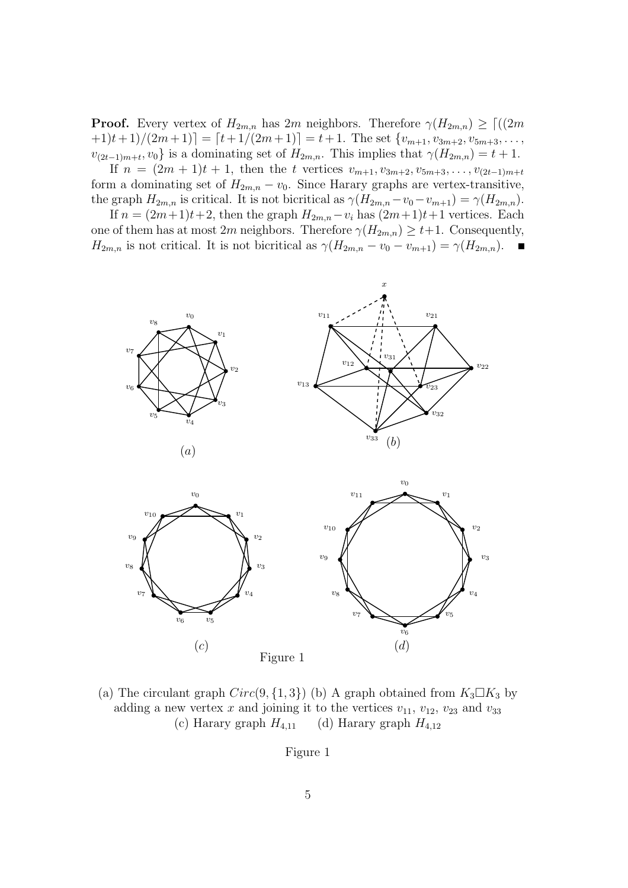**Proof.** Every vertex of $H_{2m,n}$ has $2m$ neighbors. Therefore $\gamma(H_{2m,n}) \geq \lceil((2m+1)t+1)/(2m+1)\rceil = \lceil t+1/(2m+1)\rceil = t+1$. The set $\{v_{m+1}, v_{3m+2}, v_{5m+3}, \ldots, v_{(2t-1)m+t}, v_0\}$ is a dominating set of $H_{2m,n}$. This implies that $\gamma(H_{2m,n}) = t+1$.

If $n = (2m+1)t+1$, then the $t$ vertices $v_{m+1}, v_{3m+2}, v_{5m+3}, \ldots, v_{(2t-1)m+t}$ form a dominating set of $H_{2m,n} - v_0$. Since Harary graphs are vertex-transitive, the graph $H_{2m,n}$ is critical. It is not bicritical as $\gamma(H_{2m,n} - v_0 - v_{m+1}) = \gamma(H_{2m,n})$.

If $n = (2m+1)t+2$, then the graph $H_{2m,n} - v_i$ has $(2m+1)t+1$ vertices. Each one of them has at most $2m$ neighbors. Therefore $\gamma(H_{2m,n}) \geq t+1$. Consequently, $H_{2m,n}$ is not critical. It is not bicritical as $\gamma(H_{2m,n} - v_0 - v_{m+1}) = \gamma(H_{2m,n})$. ∎

Figure 1

(a) The circulant graph $Circ(9, \{1, 3\})$ (b) A graph obtained from $K_3 \square K_3$ by adding a new vertex $x$ and joining it to the vertices $v_{11}$, $v_{12}$, $v_{23}$ and $v_{33}$ (c) Harary graph $H_{4,11}$ (d) Harary graph $H_{4,12}$

Figure 1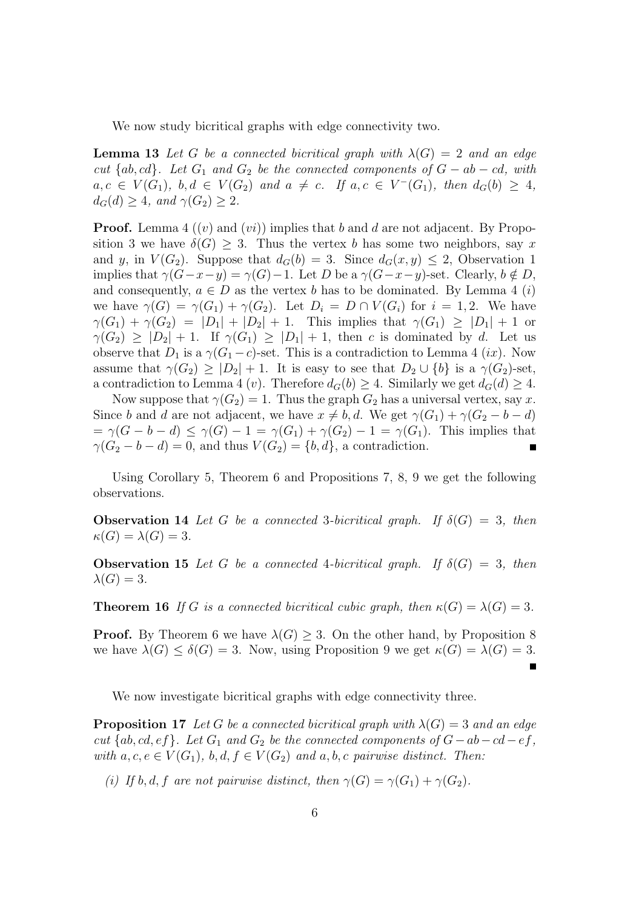We now study bicritical graphs with edge connectivity two.

**Lemma 13** *Let $G$ be a connected bicritical graph with $\lambda(G) = 2$ and an edge cut $\{ab, cd\}$. Let $G_1$ and $G_2$ be the connected components of $G - ab - cd$, with $a, c \in V(G_1)$, $b, d \in V(G_2)$ and $a \neq c$. If $a, c \in V^-(G_1)$, then $d_G(b) \geq 4$, $d_G(d) \geq 4$, and $\gamma(G_2) \geq 2$.*

**Proof.** Lemma 4 ($(v)$ and $(vi)$) implies that $b$ and $d$ are not adjacent. By Proposition 3 we have $\delta(G) \geq 3$. Thus the vertex $b$ has some two neighbors, say $x$ and $y$, in $V(G_2)$. Suppose that $d_G(b) = 3$. Since $d_G(x, y) \leq 2$, Observation 1 implies that $\gamma(G - x - y) = \gamma(G) - 1$. Let $D$ be a $\gamma(G - x - y)$-set. Clearly, $b \notin D$, and consequently, $a \in D$ as the vertex $b$ has to be dominated. By Lemma 4 $(i)$ we have $\gamma(G) = \gamma(G_1) + \gamma(G_2)$. Let $D_i = D \cap V(G_i)$ for $i = 1, 2$. We have $\gamma(G_1) + \gamma(G_2) = |D_1| + |D_2| + 1$. This implies that $\gamma(G_1) \geq |D_1| + 1$ or $\gamma(G_2) \geq |D_2| + 1$. If $\gamma(G_1) \geq |D_1| + 1$, then $c$ is dominated by $d$. Let us observe that $D_1$ is a $\gamma(G_1 - c)$-set. This is a contradiction to Lemma 4 $(ix)$. Now assume that $\gamma(G_2) \geq |D_2| + 1$. It is easy to see that $D_2 \cup \{b\}$ is a $\gamma(G_2)$-set, a contradiction to Lemma 4 $(v)$. Therefore $d_G(b) \geq 4$. Similarly we get $d_G(d) \geq 4$.

Now suppose that $\gamma(G_2) = 1$. Thus the graph $G_2$ has a universal vertex, say $x$. Since $b$ and $d$ are not adjacent, we have $x \neq b, d$. We get $\gamma(G_1) + \gamma(G_2 - b - d) = \gamma(G - b - d) \leq \gamma(G) - 1 = \gamma(G_1) + \gamma(G_2) - 1 = \gamma(G_1)$. This implies that $\gamma(G_2 - b - d) = 0$, and thus $V(G_2) = \{b, d\}$, a contradiction. ∎

Using Corollary 5, Theorem 6 and Propositions 7, 8, 9 we get the following observations.

**Observation 14** *Let $G$ be a connected 3-bicritical graph. If $\delta(G) = 3$, then $\kappa(G) = \lambda(G) = 3$.*

**Observation 15** *Let $G$ be a connected 4-bicritical graph. If $\delta(G) = 3$, then $\lambda(G) = 3$.*

**Theorem 16** *If $G$ is a connected bicritical cubic graph, then $\kappa(G) = \lambda(G) = 3$.*

**Proof.** By Theorem 6 we have $\lambda(G) \geq 3$. On the other hand, by Proposition 8 we have $\lambda(G) \leq \delta(G) = 3$. Now, using Proposition 9 we get $\kappa(G) = \lambda(G) = 3$. ∎

We now investigate bicritical graphs with edge connectivity three.

**Proposition 17** *Let $G$ be a connected bicritical graph with $\lambda(G) = 3$ and an edge cut $\{ab, cd, ef\}$. Let $G_1$ and $G_2$ be the connected components of $G - ab - cd - ef$, with $a, c, e \in V(G_1)$, $b, d, f \in V(G_2)$ and $a, b, c$ pairwise distinct. Then:*

*(i) If $b, d, f$ are not pairwise distinct, then $\gamma(G) = \gamma(G_1) + \gamma(G_2)$.*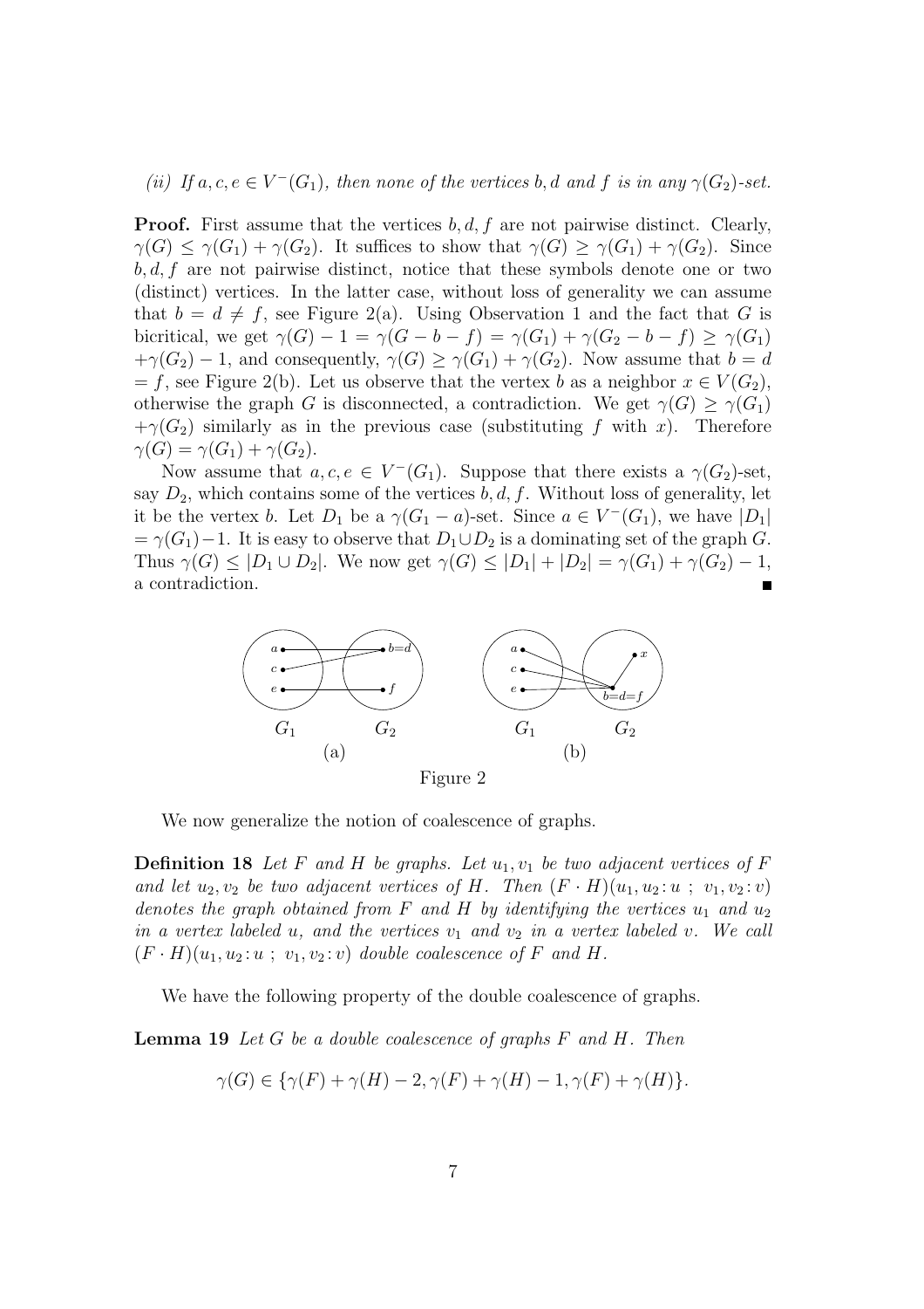*(ii) If $a, c, e \in V^-(G_1)$, then none of the vertices $b, d$ and $f$ is in any $\gamma(G_2)$-set.*

**Proof.** First assume that the vertices $b, d, f$ are not pairwise distinct. Clearly, $\gamma(G) \leq \gamma(G_1) + \gamma(G_2)$. It suffices to show that $\gamma(G) \geq \gamma(G_1) + \gamma(G_2)$. Since $b, d, f$ are not pairwise distinct, notice that these symbols denote one or two (distinct) vertices. In the latter case, without loss of generality we can assume that $b = d \neq f$, see Figure 2(a). Using Observation 1 and the fact that $G$ is bicritical, we get $\gamma(G) - 1 = \gamma(G - b - f) = \gamma(G_1) + \gamma(G_2 - b - f) \geq \gamma(G_1) + \gamma(G_2) - 1$, and consequently, $\gamma(G) \geq \gamma(G_1) + \gamma(G_2)$. Now assume that $b = d = f$, see Figure 2(b). Let us observe that the vertex $b$ as a neighbor $x \in V(G_2)$, otherwise the graph $G$ is disconnected, a contradiction. We get $\gamma(G) \geq \gamma(G_1) + \gamma(G_2)$ similarly as in the previous case (substituting $f$ with $x$). Therefore $\gamma(G) = \gamma(G_1) + \gamma(G_2)$.

Now assume that $a, c, e \in V^-(G_1)$. Suppose that there exists a $\gamma(G_2)$-set, say $D_2$, which contains some of the vertices $b, d, f$. Without loss of generality, let it be the vertex $b$. Let $D_1$ be a $\gamma(G_1 - a)$-set. Since $a \in V^-(G_1)$, we have $|D_1| = \gamma(G_1) - 1$. It is easy to observe that $D_1 \cup D_2$ is a dominating set of the graph $G$. Thus $\gamma(G) \leq |D_1 \cup D_2|$. We now get $\gamma(G) \leq |D_1| + |D_2| = \gamma(G_1) + \gamma(G_2) - 1$, a contradiction. ∎

Figure 2

We now generalize the notion of coalescence of graphs.

**Definition 18** *Let $F$ and $H$ be graphs. Let $u_1, v_1$ be two adjacent vertices of $F$ and let $u_2, v_2$ be two adjacent vertices of $H$. Then $(F \cdot H)(u_1, u_2 : u\ ;\ v_1, v_2 : v)$ denotes the graph obtained from $F$ and $H$ by identifying the vertices $u_1$ and $u_2$ in a vertex labeled $u$, and the vertices $v_1$ and $v_2$ in a vertex labeled $v$. We call $(F \cdot H)(u_1, u_2 : u\ ;\ v_1, v_2 : v)$ double coalescence of $F$ and $H$.*

We have the following property of the double coalescence of graphs.

**Lemma 19** *Let $G$ be a double coalescence of graphs $F$ and $H$. Then*

$$\gamma(G) \in \{\gamma(F) + \gamma(H) - 2, \gamma(F) + \gamma(H) - 1, \gamma(F) + \gamma(H)\}.$$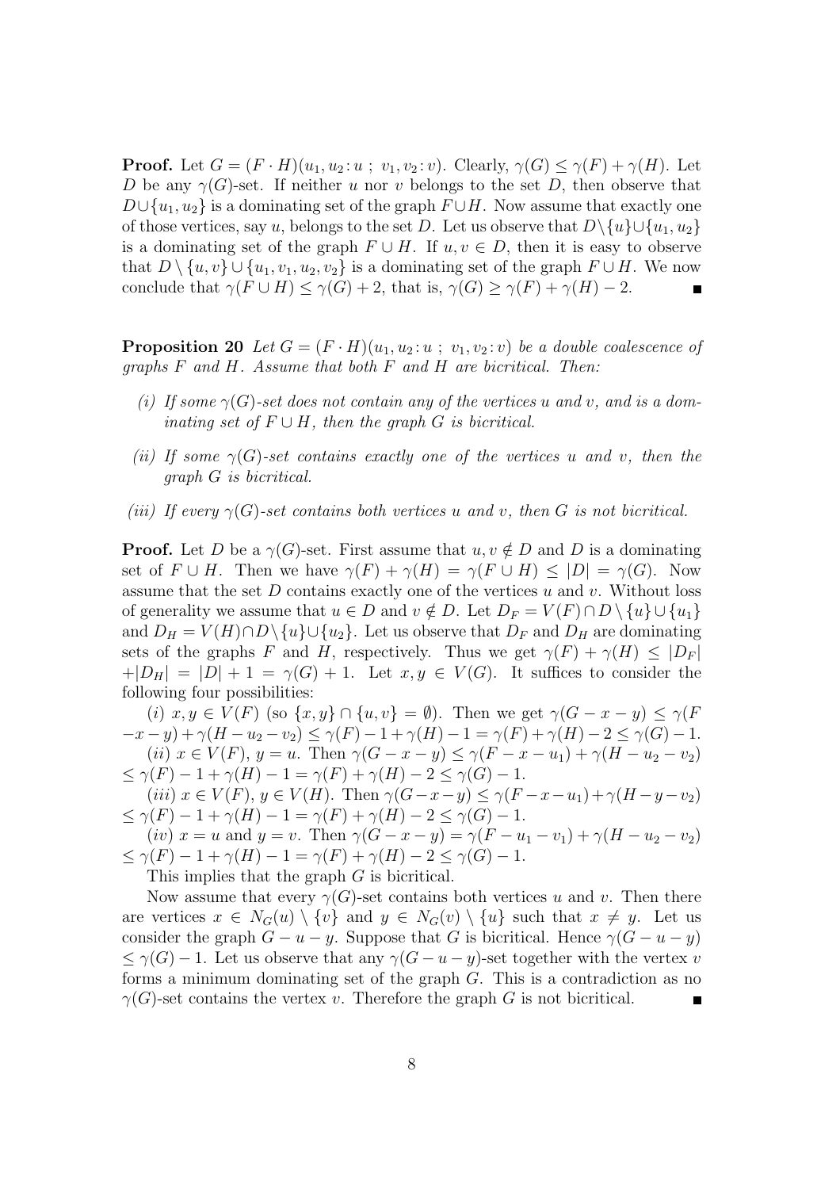**Proof.** Let $G = (F \cdot H)(u_1, u_2 \colon u \ ; \ v_1, v_2 \colon v)$. Clearly, $\gamma(G) \leq \gamma(F) + \gamma(H)$. Let $D$ be any $\gamma(G)$-set. If neither $u$ nor $v$ belongs to the set $D$, then observe that $D \cup \{u_1, u_2\}$ is a dominating set of the graph $F \cup H$. Now assume that exactly one of those vertices, say $u$, belongs to the set $D$. Let us observe that $D \setminus \{u\} \cup \{u_1, u_2\}$ is a dominating set of the graph $F \cup H$. If $u, v \in D$, then it is easy to observe that $D \setminus \{u, v\} \cup \{u_1, v_1, u_2, v_2\}$ is a dominating set of the graph $F \cup H$. We now conclude that $\gamma(F \cup H) \leq \gamma(G) + 2$, that is, $\gamma(G) \geq \gamma(F) + \gamma(H) - 2$. ∎

**Proposition 20** *Let $G = (F \cdot H)(u_1, u_2 \colon u \ ; \ v_1, v_2 \colon v)$ be a double coalescence of graphs $F$ and $H$. Assume that both $F$ and $H$ are bicritical. Then:*

*(i) If some $\gamma(G)$-set does not contain any of the vertices $u$ and $v$, and is a dominating set of $F \cup H$, then the graph $G$ is bicritical.*

*(ii) If some $\gamma(G)$-set contains exactly one of the vertices $u$ and $v$, then the graph $G$ is bicritical.*

*(iii) If every $\gamma(G)$-set contains both vertices $u$ and $v$, then $G$ is not bicritical.*

**Proof.** Let $D$ be a $\gamma(G)$-set. First assume that $u, v \notin D$ and $D$ is a dominating set of $F \cup H$. Then we have $\gamma(F) + \gamma(H) = \gamma(F \cup H) \leq |D| = \gamma(G)$. Now assume that the set $D$ contains exactly one of the vertices $u$ and $v$. Without loss of generality we assume that $u \in D$ and $v \notin D$. Let $D_F = V(F) \cap D \setminus \{u\} \cup \{u_1\}$ and $D_H = V(H) \cap D \setminus \{u\} \cup \{u_2\}$. Let us observe that $D_F$ and $D_H$ are dominating sets of the graphs $F$ and $H$, respectively. Thus we get $\gamma(F) + \gamma(H) \leq |D_F| + |D_H| = |D| + 1 = \gamma(G) + 1$. Let $x, y \in V(G)$. It suffices to consider the following four possibilities:

(*i*) $x, y \in V(F)$ (so $\{x, y\} \cap \{u, v\} = \emptyset$). Then we get $\gamma(G - x - y) \leq \gamma(F - x - y) + \gamma(H - u_2 - v_2) \leq \gamma(F) - 1 + \gamma(H) - 1 = \gamma(F) + \gamma(H) - 2 \leq \gamma(G) - 1$.

(*ii*) $x \in V(F)$, $y = u$. Then $\gamma(G - x - y) \leq \gamma(F - x - u_1) + \gamma(H - u_2 - v_2) \leq \gamma(F) - 1 + \gamma(H) - 1 = \gamma(F) + \gamma(H) - 2 \leq \gamma(G) - 1$.

(*iii*) $x \in V(F)$, $y \in V(H)$. Then $\gamma(G - x - y) \leq \gamma(F - x - u_1) + \gamma(H - y - v_2) \leq \gamma(F) - 1 + \gamma(H) - 1 = \gamma(F) + \gamma(H) - 2 \leq \gamma(G) - 1$.

(*iv*) $x = u$ and $y = v$. Then $\gamma(G - x - y) = \gamma(F - u_1 - v_1) + \gamma(H - u_2 - v_2) \leq \gamma(F) - 1 + \gamma(H) - 1 = \gamma(F) + \gamma(H) - 2 \leq \gamma(G) - 1$.

This implies that the graph $G$ is bicritical.

Now assume that every $\gamma(G)$-set contains both vertices $u$ and $v$. Then there are vertices $x \in N_G(u) \setminus \{v\}$ and $y \in N_G(v) \setminus \{u\}$ such that $x \neq y$. Let us consider the graph $G - u - y$. Suppose that $G$ is bicritical. Hence $\gamma(G - u - y) \leq \gamma(G) - 1$. Let us observe that any $\gamma(G - u - y)$-set together with the vertex $v$ forms a minimum dominating set of the graph $G$. This is a contradiction as no $\gamma(G)$-set contains the vertex $v$. Therefore the graph $G$ is not bicritical. ∎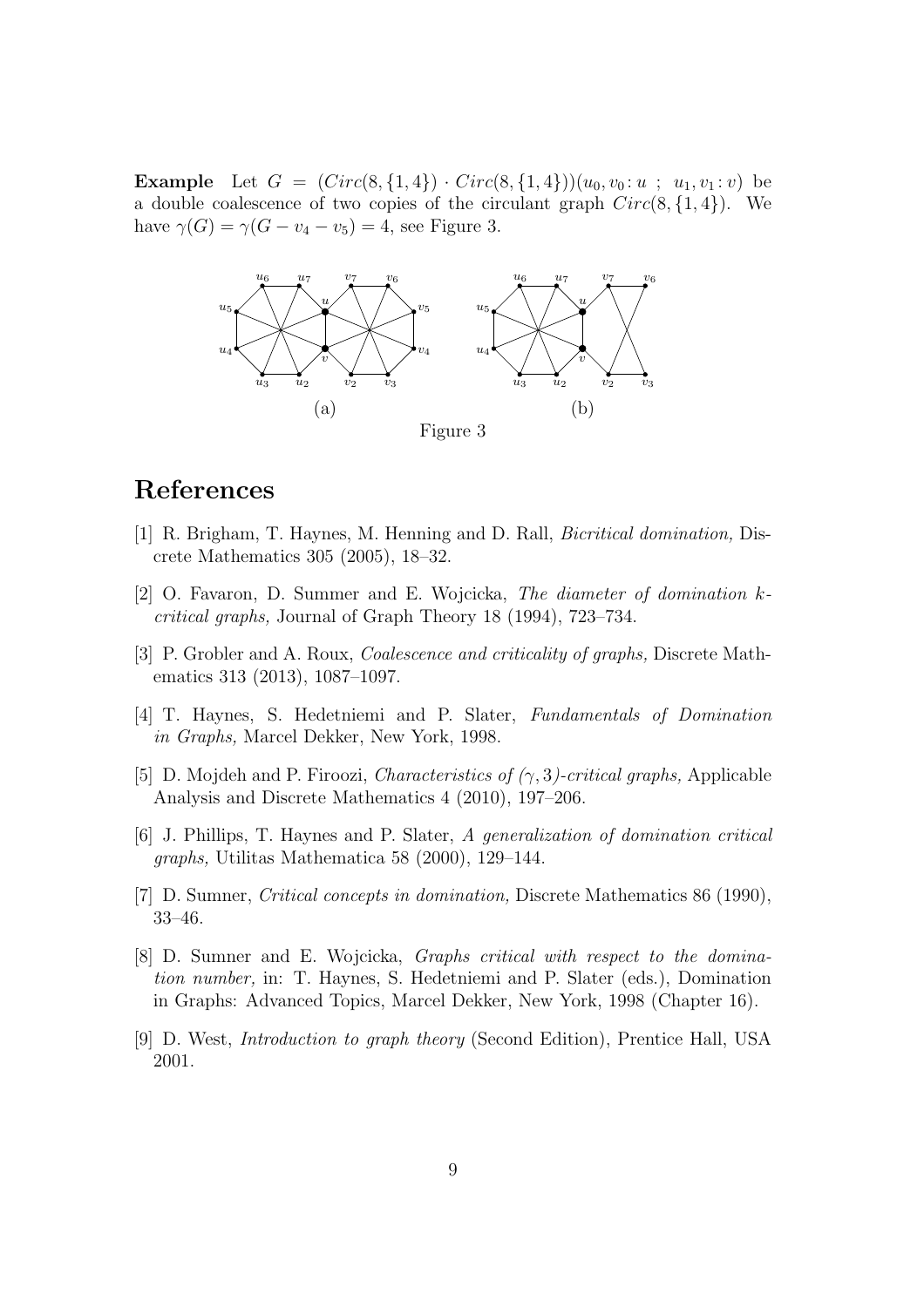**Example** Let $G = (Circ(8, \{1, 4\}) \cdot Circ(8, \{1, 4\}))(u_0, v_0 : u \ ; \ u_1, v_1 : v)$ be a double coalescence of two copies of the circulant graph $Circ(8, \{1, 4\})$. We have $\gamma(G) = \gamma(G - v_4 - v_5) = 4$, see Figure 3.

$u_6$ $u_7$ $v_7$ $v_6$ $u$ $u_5$ $v_5$ $u_4$ $v_4$ $v$ $u_3$ $u_2$ $v_2$ $v_3$

(a)

$u_6$ $u_7$ $v_7$ $v_6$ $u$ $u_5$ $u_4$ $v$ $u_3$ $u_2$ $v_2$ $v_3$

(b)

Figure 3

# References

[1] R. Brigham, T. Haynes, M. Henning and D. Rall, *Bicritical domination,* Discrete Mathematics 305 (2005), 18–32.

[2] O. Favaron, D. Summer and E. Wojcicka, *The diameter of domination k-critical graphs,* Journal of Graph Theory 18 (1994), 723–734.

[3] P. Grobler and A. Roux, *Coalescence and criticality of graphs,* Discrete Mathematics 313 (2013), 1087–1097.

[4] T. Haynes, S. Hedetniemi and P. Slater, *Fundamentals of Domination in Graphs,* Marcel Dekker, New York, 1998.

[5] D. Mojdeh and P. Firoozi, *Characteristics of $(\gamma, 3)$-critical graphs,* Applicable Analysis and Discrete Mathematics 4 (2010), 197–206.

[6] J. Phillips, T. Haynes and P. Slater, *A generalization of domination critical graphs,* Utilitas Mathematica 58 (2000), 129–144.

[7] D. Sumner, *Critical concepts in domination,* Discrete Mathematics 86 (1990), 33–46.

[8] D. Sumner and E. Wojcicka, *Graphs critical with respect to the domination number,* in: T. Haynes, S. Hedetniemi and P. Slater (eds.), Domination in Graphs: Advanced Topics, Marcel Dekker, New York, 1998 (Chapter 16).

[9] D. West, *Introduction to graph theory* (Second Edition), Prentice Hall, USA 2001.